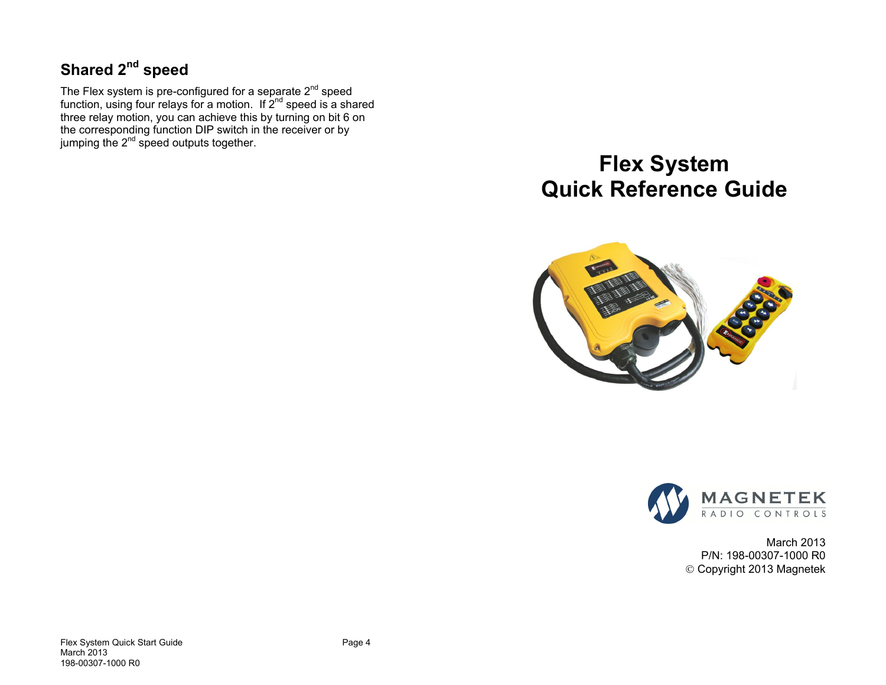## Shared 2nd speed

The Flex system is pre-configured for a separate 2nd speed function, using four relays for a motion. If 2nd speed is a shared three relay motion, you can achieve this by turning on bit 6 on the corresponding function DIP switch in the receiver or by jumping the 2nd speed outputs together.

# Flex System
# Quick Reference Guide

MAGNETEK
RADIO CONTROLS

March 2013
P/N: 198-00307-1000 R0
© Copyright 2013 Magnetek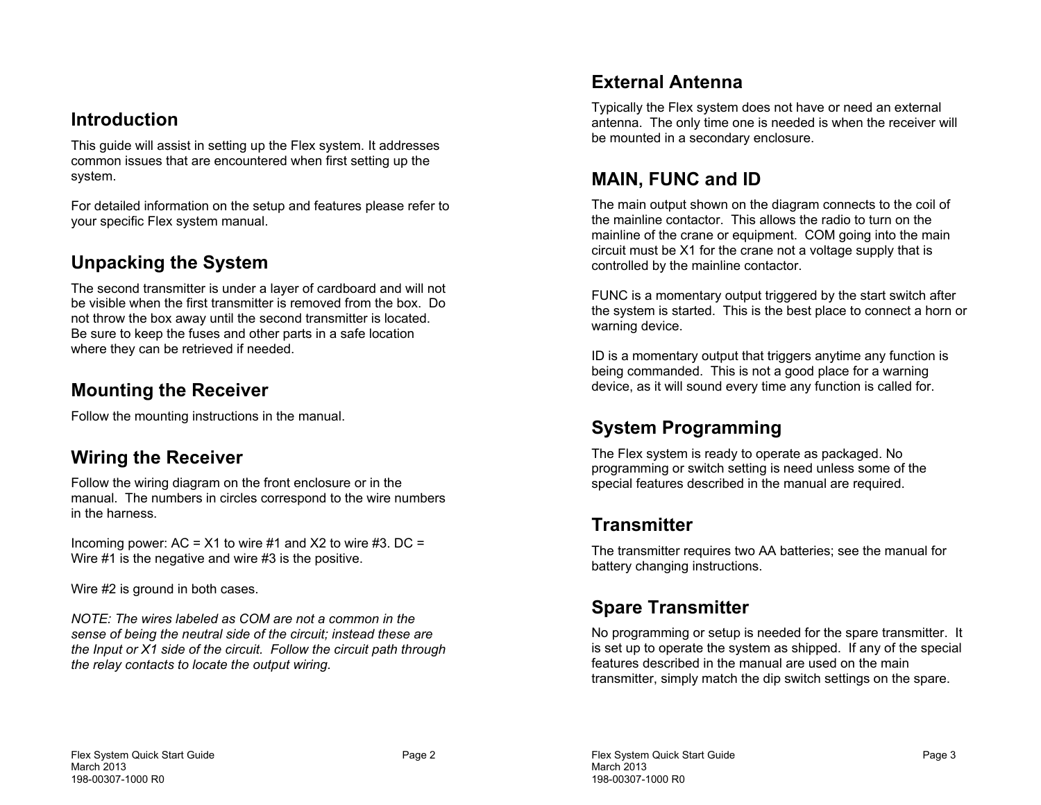## Introduction

This guide will assist in setting up the Flex system. It addresses common issues that are encountered when first setting up the system.

For detailed information on the setup and features please refer to your specific Flex system manual.

## Unpacking the System

The second transmitter is under a layer of cardboard and will not be visible when the first transmitter is removed from the box. Do not throw the box away until the second transmitter is located. Be sure to keep the fuses and other parts in a safe location where they can be retrieved if needed.

## Mounting the Receiver

Follow the mounting instructions in the manual.

## Wiring the Receiver

Follow the wiring diagram on the front enclosure or in the manual. The numbers in circles correspond to the wire numbers in the harness.

Incoming power: AC = X1 to wire #1 and X2 to wire #3. DC = Wire #1 is the negative and wire #3 is the positive.

Wire #2 is ground in both cases.

*NOTE: The wires labeled as COM are not a common in the sense of being the neutral side of the circuit; instead these are the Input or X1 side of the circuit. Follow the circuit path through the relay contacts to locate the output wiring.*

## External Antenna

Typically the Flex system does not have or need an external antenna. The only time one is needed is when the receiver will be mounted in a secondary enclosure.

## MAIN, FUNC and ID

The main output shown on the diagram connects to the coil of the mainline contactor. This allows the radio to turn on the mainline of the crane or equipment. COM going into the main circuit must be X1 for the crane not a voltage supply that is controlled by the mainline contactor.

FUNC is a momentary output triggered by the start switch after the system is started. This is the best place to connect a horn or warning device.

ID is a momentary output that triggers anytime any function is being commanded. This is not a good place for a warning device, as it will sound every time any function is called for.

## System Programming

The Flex system is ready to operate as packaged. No programming or switch setting is need unless some of the special features described in the manual are required.

## Transmitter

The transmitter requires two AA batteries; see the manual for battery changing instructions.

## Spare Transmitter

No programming or setup is needed for the spare transmitter. It is set up to operate the system as shipped. If any of the special features described in the manual are used on the main transmitter, simply match the dip switch settings on the spare.